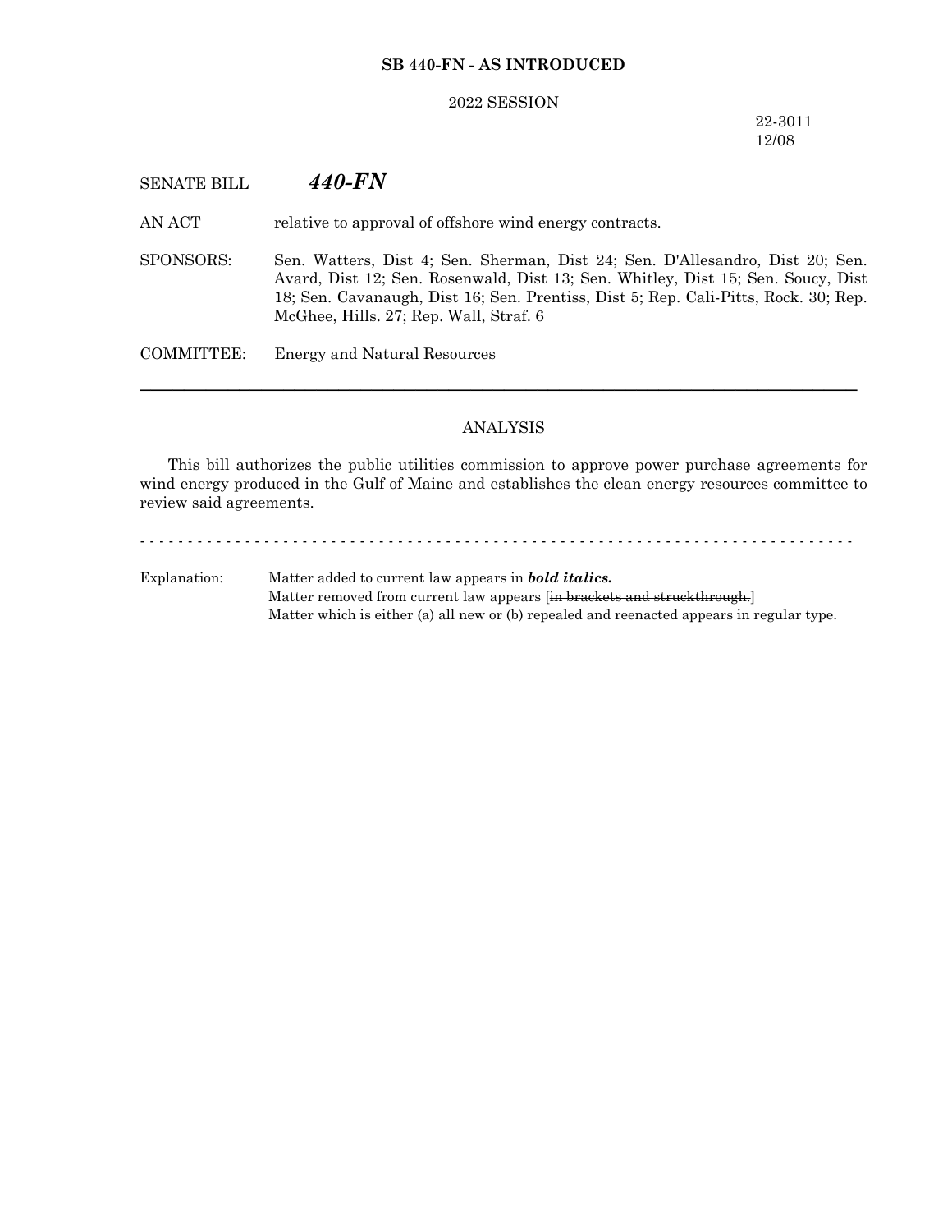**SB 440-FN - AS INTRODUCED**

2022 SESSION

22-3011
12/08

SENATE BILL ***440-FN***

AN ACT relative to approval of offshore wind energy contracts.

SPONSORS: Sen. Watters, Dist 4; Sen. Sherman, Dist 24; Sen. D'Allesandro, Dist 20; Sen. Avard, Dist 12; Sen. Rosenwald, Dist 13; Sen. Whitley, Dist 15; Sen. Soucy, Dist 18; Sen. Cavanaugh, Dist 16; Sen. Prentiss, Dist 5; Rep. Cali-Pitts, Rock. 30; Rep. McGhee, Hills. 27; Rep. Wall, Straf. 6

COMMITTEE: Energy and Natural Resources

---

ANALYSIS

This bill authorizes the public utilities commission to approve power purchase agreements for wind energy produced in the Gulf of Maine and establishes the clean energy resources committee to review said agreements.

- - - - - - - - - - - - - - - - - - - - - - - - - - - - - - - - - - - - - - - - - - - - - - - - - - - - - - - - - - - - - - - - - - - - - - - - - - - -

Explanation: Matter added to current law appears in ***bold italics.***
Matter removed from current law appears [~~in brackets and struckthrough.~~]
Matter which is either (a) all new or (b) repealed and reenacted appears in regular type.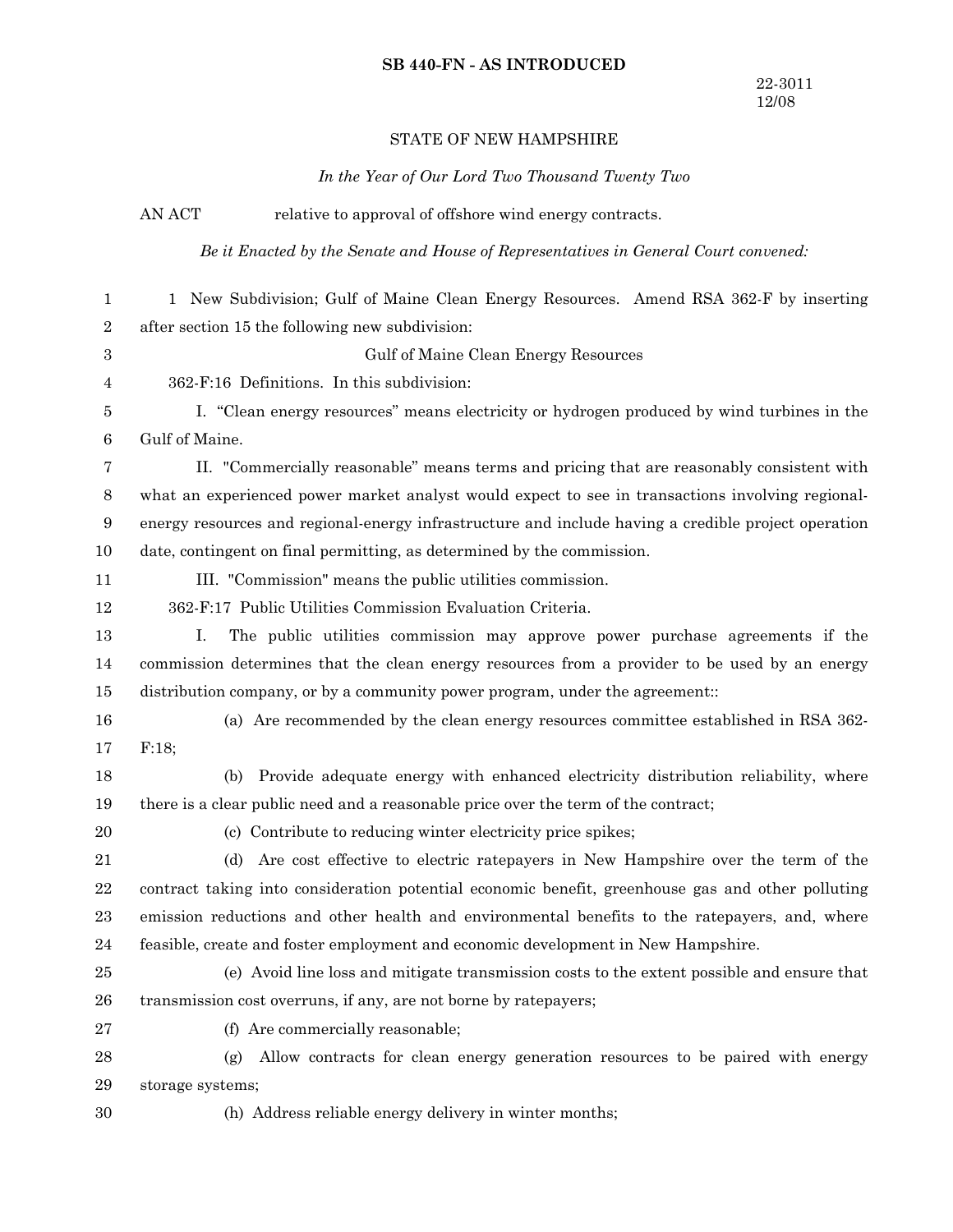**SB 440-FN - AS INTRODUCED**

22-3011
12/08

STATE OF NEW HAMPSHIRE

*In the Year of Our Lord Two Thousand Twenty Two*

AN ACT relative to approval of offshore wind energy contracts.

*Be it Enacted by the Senate and House of Representatives in General Court convened:*

1 New Subdivision; Gulf of Maine Clean Energy Resources. Amend RSA 362-F by inserting after section 15 the following new subdivision:

Gulf of Maine Clean Energy Resources

362-F:16 Definitions. In this subdivision:

I. "Clean energy resources" means electricity or hydrogen produced by wind turbines in the Gulf of Maine.

II. "Commercially reasonable" means terms and pricing that are reasonably consistent with what an experienced power market analyst would expect to see in transactions involving regional-energy resources and regional-energy infrastructure and include having a credible project operation date, contingent on final permitting, as determined by the commission.

III. "Commission" means the public utilities commission.

362-F:17 Public Utilities Commission Evaluation Criteria.

I. The public utilities commission may approve power purchase agreements if the commission determines that the clean energy resources from a provider to be used by an energy distribution company, or by a community power program, under the agreement::

(a) Are recommended by the clean energy resources committee established in RSA 362-F:18;

(b) Provide adequate energy with enhanced electricity distribution reliability, where there is a clear public need and a reasonable price over the term of the contract;

(c) Contribute to reducing winter electricity price spikes;

(d) Are cost effective to electric ratepayers in New Hampshire over the term of the contract taking into consideration potential economic benefit, greenhouse gas and other polluting emission reductions and other health and environmental benefits to the ratepayers, and, where feasible, create and foster employment and economic development in New Hampshire.

(e) Avoid line loss and mitigate transmission costs to the extent possible and ensure that transmission cost overruns, if any, are not borne by ratepayers;

(f) Are commercially reasonable;

(g) Allow contracts for clean energy generation resources to be paired with energy storage systems;

(h) Address reliable energy delivery in winter months;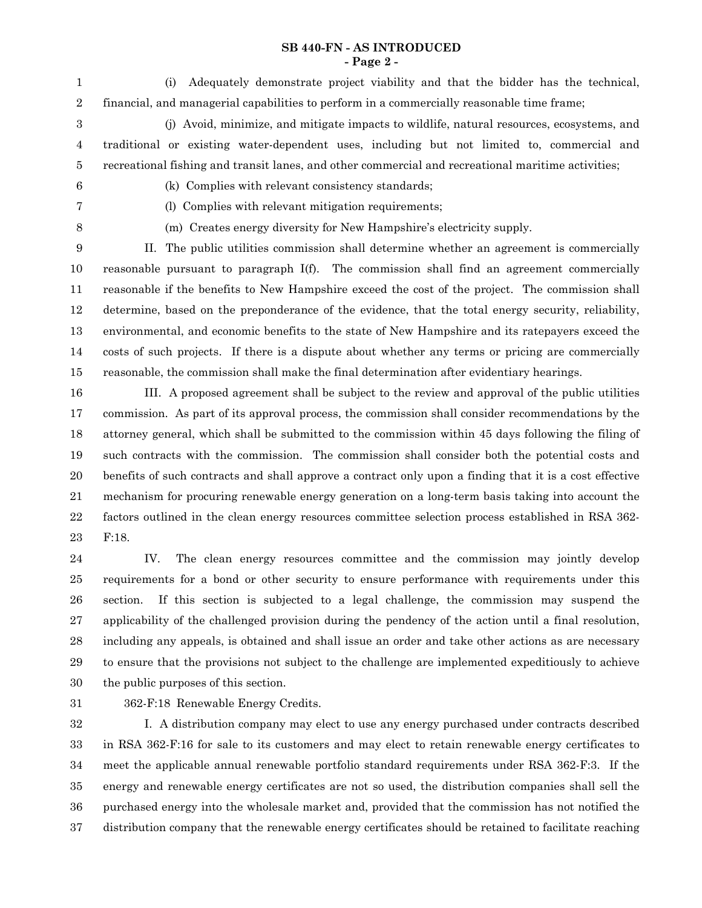(i) Adequately demonstrate project viability and that the bidder has the technical, financial, and managerial capabilities to perform in a commercially reasonable time frame;

(j) Avoid, minimize, and mitigate impacts to wildlife, natural resources, ecosystems, and traditional or existing water-dependent uses, including but not limited to, commercial and recreational fishing and transit lanes, and other commercial and recreational maritime activities;

(k) Complies with relevant consistency standards;

(l) Complies with relevant mitigation requirements;

(m) Creates energy diversity for New Hampshire's electricity supply.

II. The public utilities commission shall determine whether an agreement is commercially reasonable pursuant to paragraph I(f). The commission shall find an agreement commercially reasonable if the benefits to New Hampshire exceed the cost of the project. The commission shall determine, based on the preponderance of the evidence, that the total energy security, reliability, environmental, and economic benefits to the state of New Hampshire and its ratepayers exceed the costs of such projects. If there is a dispute about whether any terms or pricing are commercially reasonable, the commission shall make the final determination after evidentiary hearings.

III. A proposed agreement shall be subject to the review and approval of the public utilities commission. As part of its approval process, the commission shall consider recommendations by the attorney general, which shall be submitted to the commission within 45 days following the filing of such contracts with the commission. The commission shall consider both the potential costs and benefits of such contracts and shall approve a contract only upon a finding that it is a cost effective mechanism for procuring renewable energy generation on a long-term basis taking into account the factors outlined in the clean energy resources committee selection process established in RSA 362-F:18.

IV. The clean energy resources committee and the commission may jointly develop requirements for a bond or other security to ensure performance with requirements under this section. If this section is subjected to a legal challenge, the commission may suspend the applicability of the challenged provision during the pendency of the action until a final resolution, including any appeals, is obtained and shall issue an order and take other actions as are necessary to ensure that the provisions not subject to the challenge are implemented expeditiously to achieve the public purposes of this section.

362-F:18 Renewable Energy Credits.

I. A distribution company may elect to use any energy purchased under contracts described in RSA 362-F:16 for sale to its customers and may elect to retain renewable energy certificates to meet the applicable annual renewable portfolio standard requirements under RSA 362-F:3. If the energy and renewable energy certificates are not so used, the distribution companies shall sell the purchased energy into the wholesale market and, provided that the commission has not notified the distribution company that the renewable energy certificates should be retained to facilitate reaching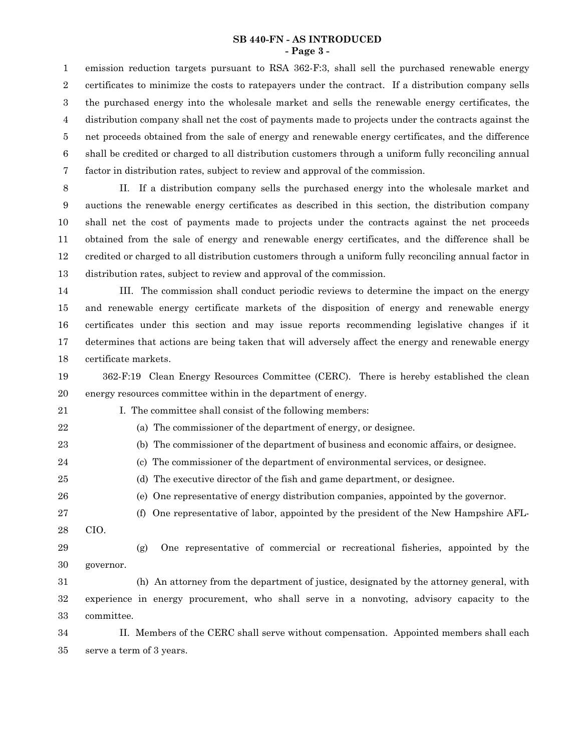emission reduction targets pursuant to RSA 362-F:3, shall sell the purchased renewable energy certificates to minimize the costs to ratepayers under the contract. If a distribution company sells the purchased energy into the wholesale market and sells the renewable energy certificates, the distribution company shall net the cost of payments made to projects under the contracts against the net proceeds obtained from the sale of energy and renewable energy certificates, and the difference shall be credited or charged to all distribution customers through a uniform fully reconciling annual factor in distribution rates, subject to review and approval of the commission.

II. If a distribution company sells the purchased energy into the wholesale market and auctions the renewable energy certificates as described in this section, the distribution company shall net the cost of payments made to projects under the contracts against the net proceeds obtained from the sale of energy and renewable energy certificates, and the difference shall be credited or charged to all distribution customers through a uniform fully reconciling annual factor in distribution rates, subject to review and approval of the commission.

III. The commission shall conduct periodic reviews to determine the impact on the energy and renewable energy certificate markets of the disposition of energy and renewable energy certificates under this section and may issue reports recommending legislative changes if it determines that actions are being taken that will adversely affect the energy and renewable energy certificate markets.

362-F:19 Clean Energy Resources Committee (CERC). There is hereby established the clean energy resources committee within in the department of energy.

I. The committee shall consist of the following members:

(a) The commissioner of the department of energy, or designee.

(b) The commissioner of the department of business and economic affairs, or designee.

(c) The commissioner of the department of environmental services, or designee.

(d) The executive director of the fish and game department, or designee.

(e) One representative of energy distribution companies, appointed by the governor.

(f) One representative of labor, appointed by the president of the New Hampshire AFL-CIO.

(g) One representative of commercial or recreational fisheries, appointed by the governor.

(h) An attorney from the department of justice, designated by the attorney general, with experience in energy procurement, who shall serve in a nonvoting, advisory capacity to the committee.

II. Members of the CERC shall serve without compensation. Appointed members shall each serve a term of 3 years.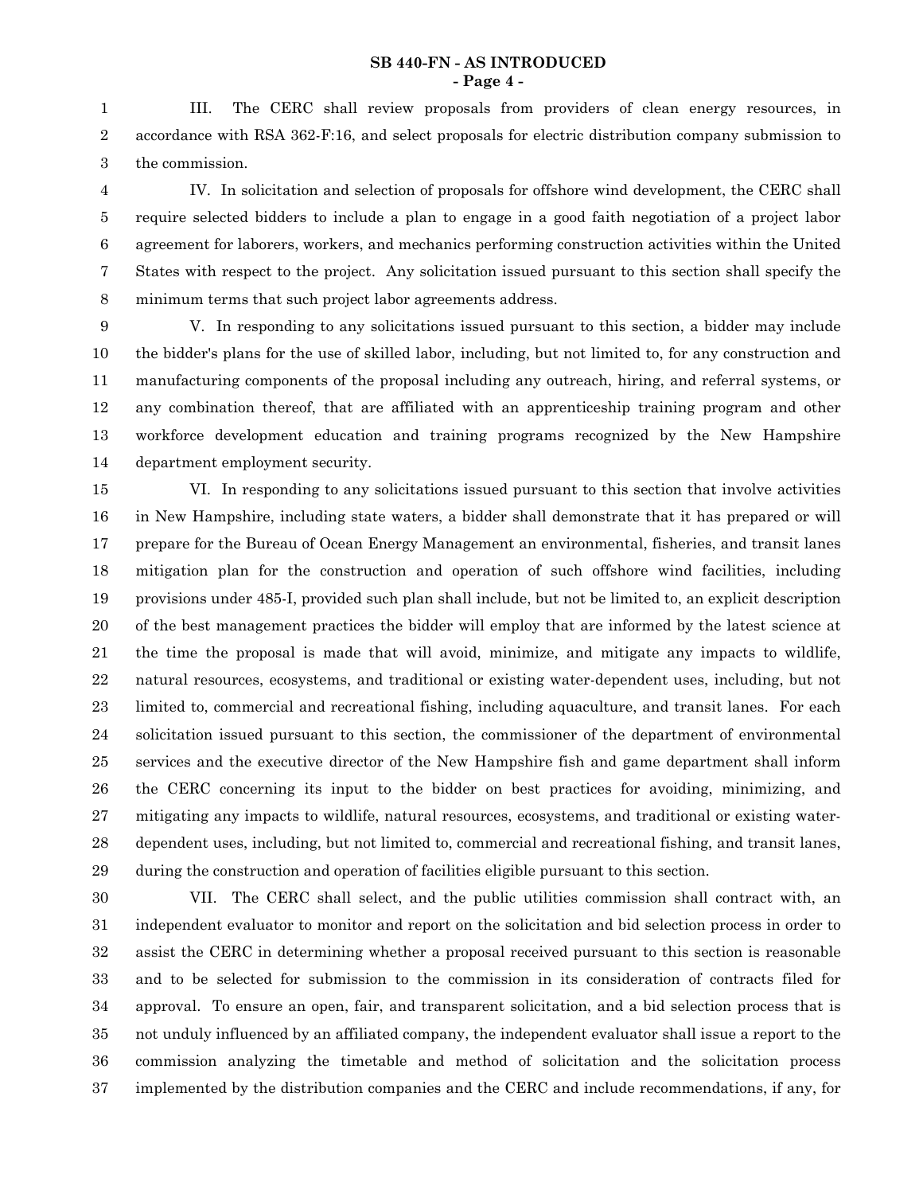III. The CERC shall review proposals from providers of clean energy resources, in accordance with RSA 362-F:16, and select proposals for electric distribution company submission to the commission.

IV. In solicitation and selection of proposals for offshore wind development, the CERC shall require selected bidders to include a plan to engage in a good faith negotiation of a project labor agreement for laborers, workers, and mechanics performing construction activities within the United States with respect to the project. Any solicitation issued pursuant to this section shall specify the minimum terms that such project labor agreements address.

V. In responding to any solicitations issued pursuant to this section, a bidder may include the bidder's plans for the use of skilled labor, including, but not limited to, for any construction and manufacturing components of the proposal including any outreach, hiring, and referral systems, or any combination thereof, that are affiliated with an apprenticeship training program and other workforce development education and training programs recognized by the New Hampshire department employment security.

VI. In responding to any solicitations issued pursuant to this section that involve activities in New Hampshire, including state waters, a bidder shall demonstrate that it has prepared or will prepare for the Bureau of Ocean Energy Management an environmental, fisheries, and transit lanes mitigation plan for the construction and operation of such offshore wind facilities, including provisions under 485-I, provided such plan shall include, but not be limited to, an explicit description of the best management practices the bidder will employ that are informed by the latest science at the time the proposal is made that will avoid, minimize, and mitigate any impacts to wildlife, natural resources, ecosystems, and traditional or existing water-dependent uses, including, but not limited to, commercial and recreational fishing, including aquaculture, and transit lanes. For each solicitation issued pursuant to this section, the commissioner of the department of environmental services and the executive director of the New Hampshire fish and game department shall inform the CERC concerning its input to the bidder on best practices for avoiding, minimizing, and mitigating any impacts to wildlife, natural resources, ecosystems, and traditional or existing water-dependent uses, including, but not limited to, commercial and recreational fishing, and transit lanes, during the construction and operation of facilities eligible pursuant to this section.

VII. The CERC shall select, and the public utilities commission shall contract with, an independent evaluator to monitor and report on the solicitation and bid selection process in order to assist the CERC in determining whether a proposal received pursuant to this section is reasonable and to be selected for submission to the commission in its consideration of contracts filed for approval. To ensure an open, fair, and transparent solicitation, and a bid selection process that is not unduly influenced by an affiliated company, the independent evaluator shall issue a report to the commission analyzing the timetable and method of solicitation and the solicitation process implemented by the distribution companies and the CERC and include recommendations, if any, for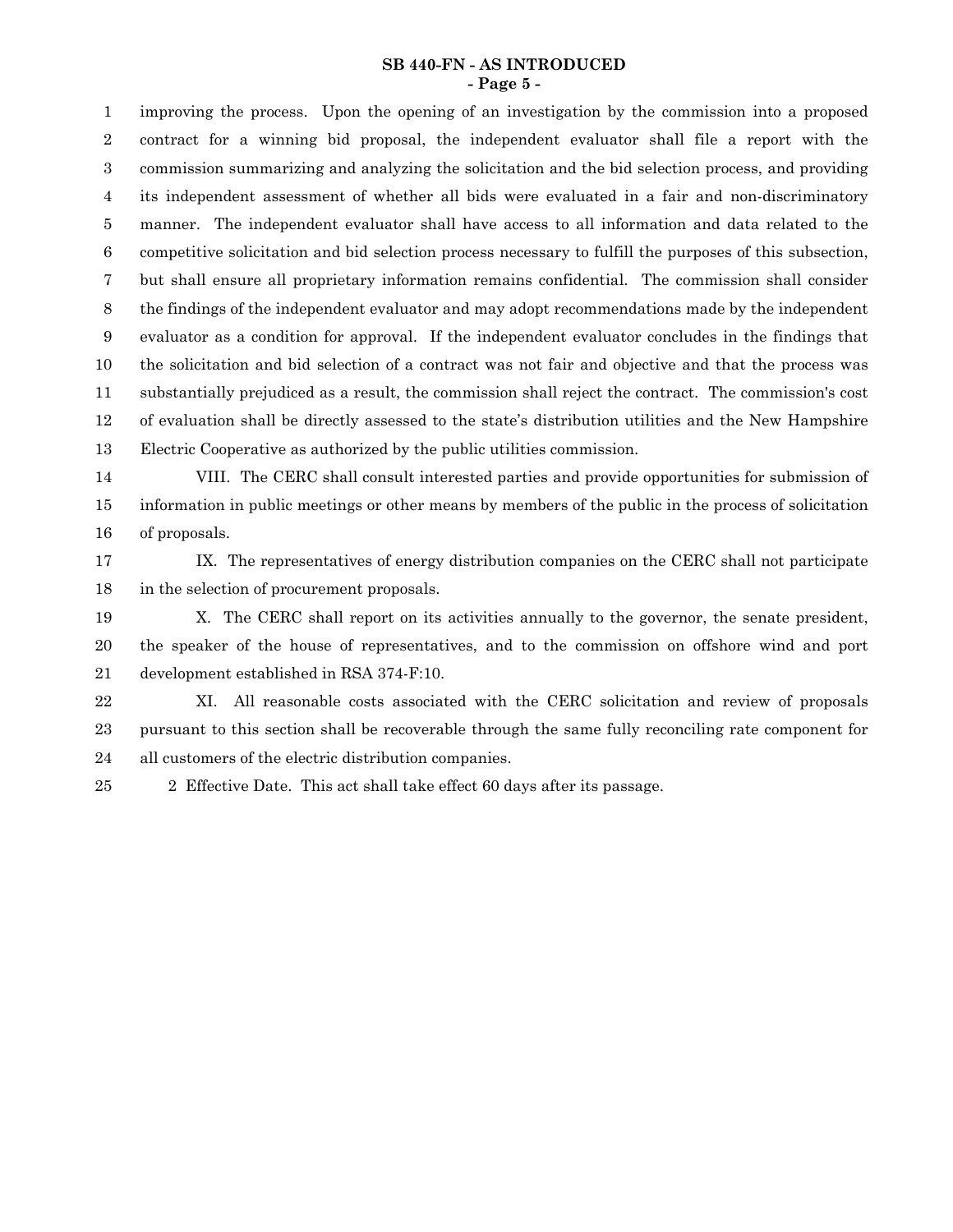improving the process. Upon the opening of an investigation by the commission into a proposed contract for a winning bid proposal, the independent evaluator shall file a report with the commission summarizing and analyzing the solicitation and the bid selection process, and providing its independent assessment of whether all bids were evaluated in a fair and non-discriminatory manner. The independent evaluator shall have access to all information and data related to the competitive solicitation and bid selection process necessary to fulfill the purposes of this subsection, but shall ensure all proprietary information remains confidential. The commission shall consider the findings of the independent evaluator and may adopt recommendations made by the independent evaluator as a condition for approval. If the independent evaluator concludes in the findings that the solicitation and bid selection of a contract was not fair and objective and that the process was substantially prejudiced as a result, the commission shall reject the contract. The commission's cost of evaluation shall be directly assessed to the state's distribution utilities and the New Hampshire Electric Cooperative as authorized by the public utilities commission.

VIII. The CERC shall consult interested parties and provide opportunities for submission of information in public meetings or other means by members of the public in the process of solicitation of proposals.

IX. The representatives of energy distribution companies on the CERC shall not participate in the selection of procurement proposals.

X. The CERC shall report on its activities annually to the governor, the senate president, the speaker of the house of representatives, and to the commission on offshore wind and port development established in RSA 374-F:10.

XI. All reasonable costs associated with the CERC solicitation and review of proposals pursuant to this section shall be recoverable through the same fully reconciling rate component for all customers of the electric distribution companies.

2 Effective Date. This act shall take effect 60 days after its passage.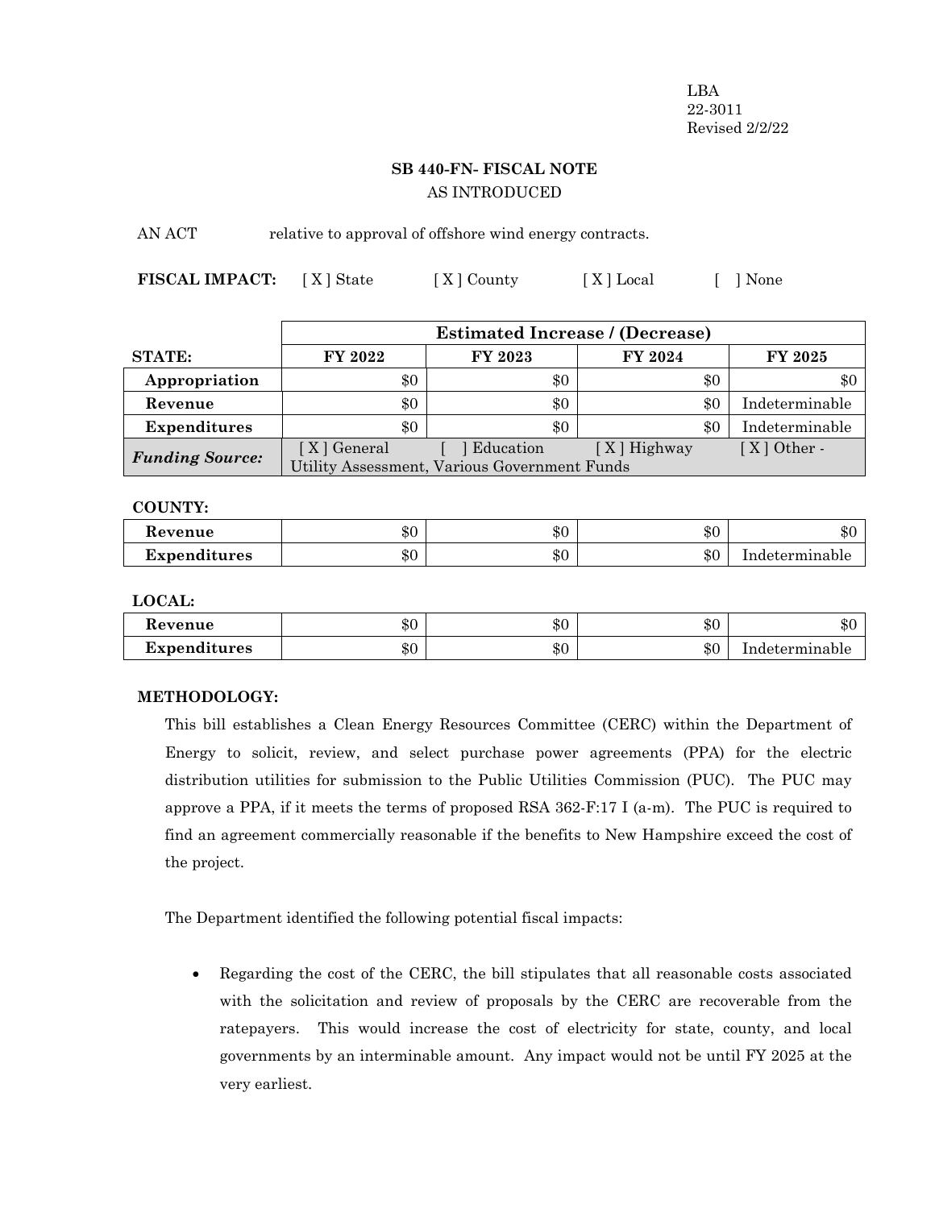LBA
22-3011
Revised 2/2/22

## SB 440-FN- FISCAL NOTE
AS INTRODUCED

AN ACT relative to approval of offshore wind energy contracts.

**FISCAL IMPACT:** [ X ] State [ X ] County [ X ] Local [ ] None

| | Estimated Increase / (Decrease) | | | |
|---|---|---|---|---|
| **STATE:** | **FY 2022** | **FY 2023** | **FY 2024** | **FY 2025** |
| **Appropriation** | $0 | $0 | $0 | $0 |
| **Revenue** | $0 | $0 | $0 | Indeterminable |
| **Expenditures** | $0 | $0 | $0 | Indeterminable |
| ***Funding Source:*** | [ X ] General [ ] Education [ X ] Highway [ X ] Other - Utility Assessment, Various Government Funds | | | |

**COUNTY:**

| | | | | |
|---|---|---|---|---|
| **Revenue** | $0 | $0 | $0 | $0 |
| **Expenditures** | $0 | $0 | $0 | Indeterminable |

**LOCAL:**

| | | | | |
|---|---|---|---|---|
| **Revenue** | $0 | $0 | $0 | $0 |
| **Expenditures** | $0 | $0 | $0 | Indeterminable |

**METHODOLOGY:**

This bill establishes a Clean Energy Resources Committee (CERC) within the Department of Energy to solicit, review, and select purchase power agreements (PPA) for the electric distribution utilities for submission to the Public Utilities Commission (PUC). The PUC may approve a PPA, if it meets the terms of proposed RSA 362-F:17 I (a-m). The PUC is required to find an agreement commercially reasonable if the benefits to New Hampshire exceed the cost of the project.

The Department identified the following potential fiscal impacts:

- Regarding the cost of the CERC, the bill stipulates that all reasonable costs associated with the solicitation and review of proposals by the CERC are recoverable from the ratepayers. This would increase the cost of electricity for state, county, and local governments by an interminable amount. Any impact would not be until FY 2025 at the very earliest.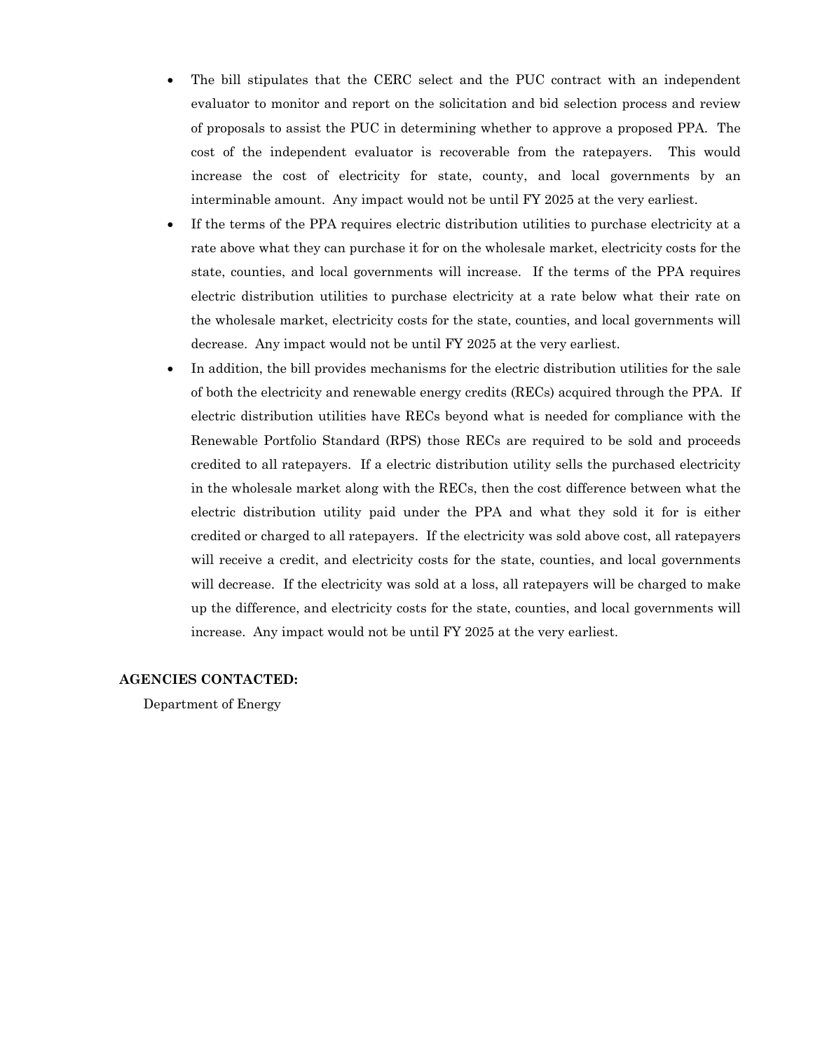- The bill stipulates that the CERC select and the PUC contract with an independent evaluator to monitor and report on the solicitation and bid selection process and review of proposals to assist the PUC in determining whether to approve a proposed PPA. The cost of the independent evaluator is recoverable from the ratepayers. This would increase the cost of electricity for state, county, and local governments by an interminable amount. Any impact would not be until FY 2025 at the very earliest.
- If the terms of the PPA requires electric distribution utilities to purchase electricity at a rate above what they can purchase it for on the wholesale market, electricity costs for the state, counties, and local governments will increase. If the terms of the PPA requires electric distribution utilities to purchase electricity at a rate below what their rate on the wholesale market, electricity costs for the state, counties, and local governments will decrease. Any impact would not be until FY 2025 at the very earliest.
- In addition, the bill provides mechanisms for the electric distribution utilities for the sale of both the electricity and renewable energy credits (RECs) acquired through the PPA. If electric distribution utilities have RECs beyond what is needed for compliance with the Renewable Portfolio Standard (RPS) those RECs are required to be sold and proceeds credited to all ratepayers. If a electric distribution utility sells the purchased electricity in the wholesale market along with the RECs, then the cost difference between what the electric distribution utility paid under the PPA and what they sold it for is either credited or charged to all ratepayers. If the electricity was sold above cost, all ratepayers will receive a credit, and electricity costs for the state, counties, and local governments will decrease. If the electricity was sold at a loss, all ratepayers will be charged to make up the difference, and electricity costs for the state, counties, and local governments will increase. Any impact would not be until FY 2025 at the very earliest.

**AGENCIES CONTACTED:**

Department of Energy